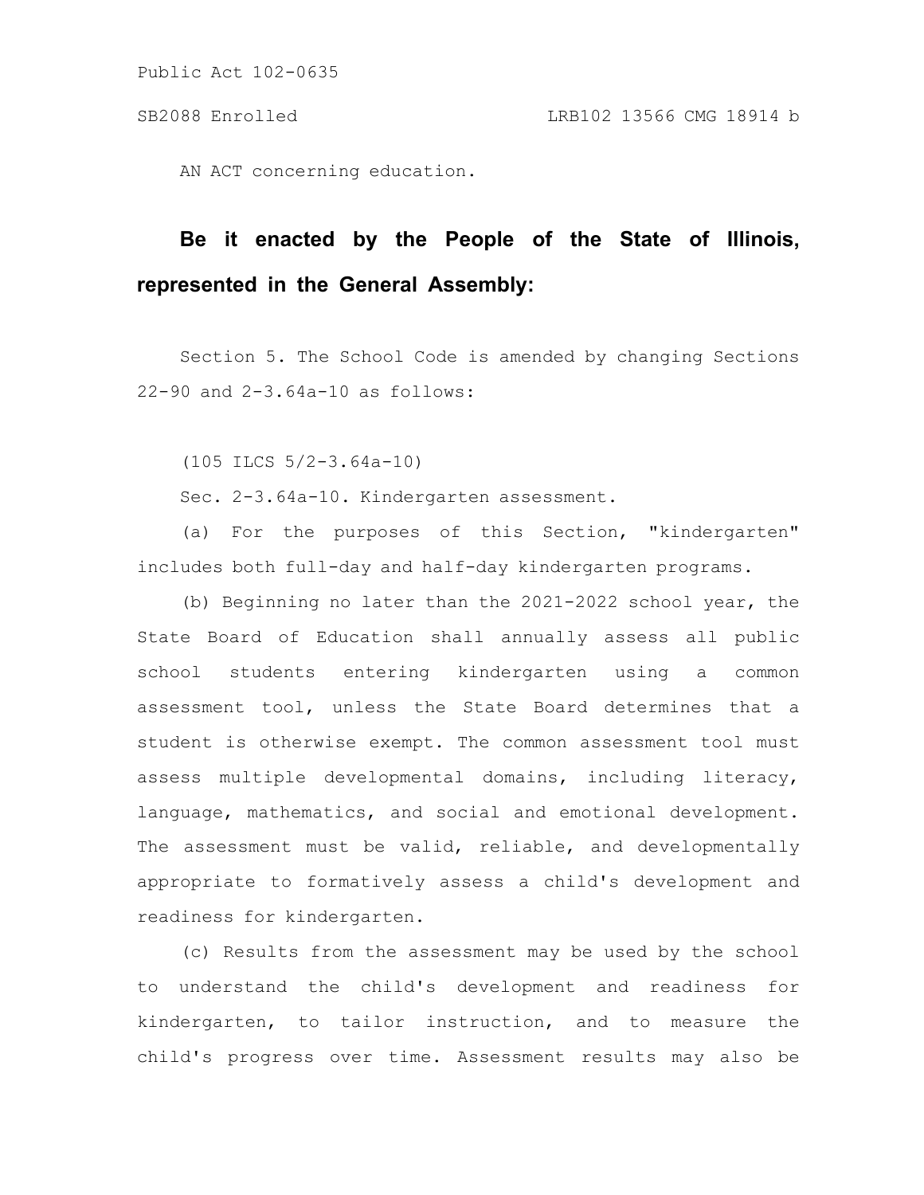AN ACT concerning education.

**Be it enacted by the People of the State of Illinois, represented in the General Assembly:**

Section 5. The School Code is amended by changing Sections 22-90 and 2-3.64a-10 as follows:

(105 ILCS 5/2-3.64a-10)

Sec. 2-3.64a-10. Kindergarten assessment.

(a) For the purposes of this Section, "kindergarten" includes both full-day and half-day kindergarten programs.

(b) Beginning no later than the 2021-2022 school year, the State Board of Education shall annually assess all public school students entering kindergarten using a common assessment tool, unless the State Board determines that a student is otherwise exempt. The common assessment tool must assess multiple developmental domains, including literacy, language, mathematics, and social and emotional development. The assessment must be valid, reliable, and developmentally appropriate to formatively assess a child's development and readiness for kindergarten.

(c) Results from the assessment may be used by the school to understand the child's development and readiness for kindergarten, to tailor instruction, and to measure the child's progress over time. Assessment results may also be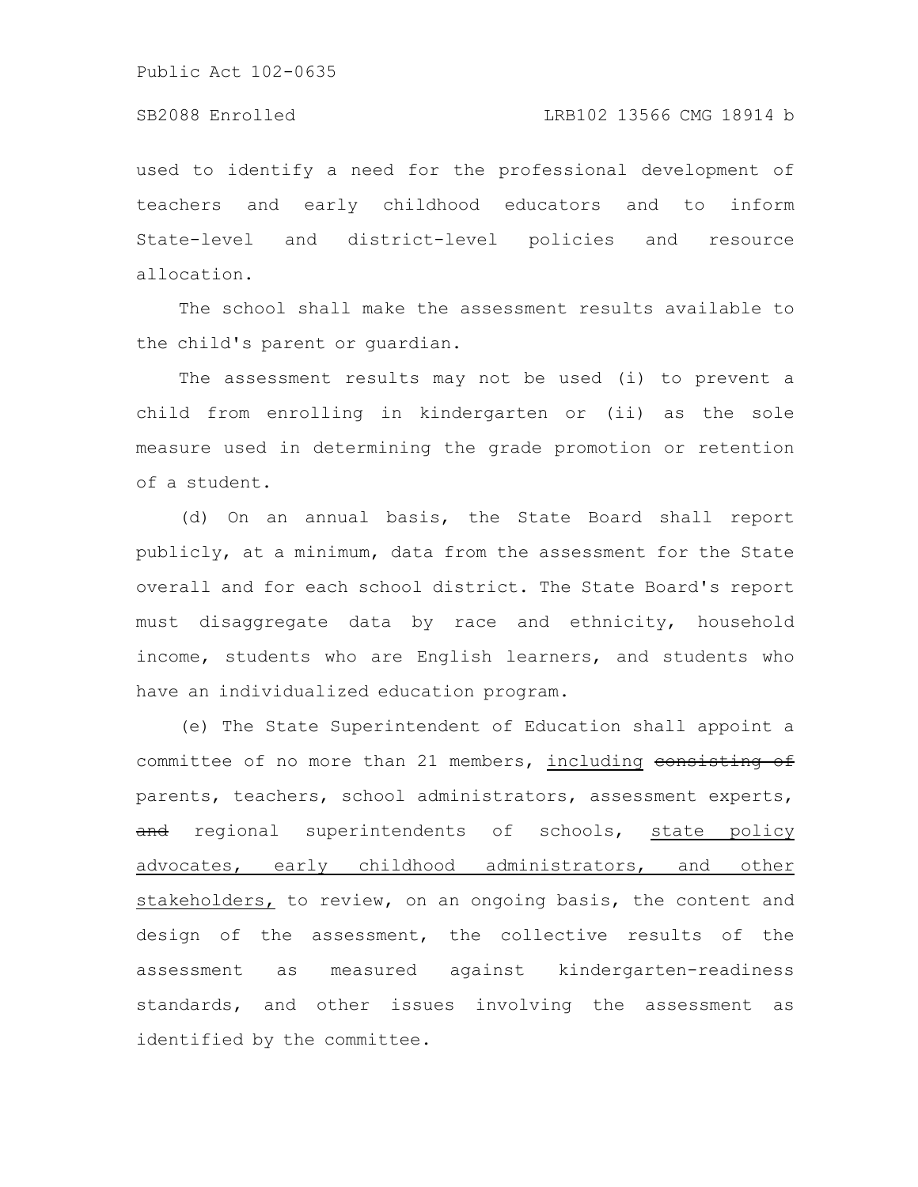used to identify a need for the professional development of teachers and early childhood educators and to inform State-level and district-level policies and resource allocation.

The school shall make the assessment results available to the child's parent or guardian.

The assessment results may not be used (i) to prevent a child from enrolling in kindergarten or (ii) as the sole measure used in determining the grade promotion or retention of a student.

(d) On an annual basis, the State Board shall report publicly, at a minimum, data from the assessment for the State overall and for each school district. The State Board's report must disaggregate data by race and ethnicity, household income, students who are English learners, and students who have an individualized education program.

(e) The State Superintendent of Education shall appoint a committee of no more than 21 members, <u>including</u> ~~consisting of~~ parents, teachers, school administrators, assessment experts, ~~and~~ regional superintendents of schools, <u>state policy advocates, early childhood administrators, and other stakeholders,</u> to review, on an ongoing basis, the content and design of the assessment, the collective results of the assessment as measured against kindergarten-readiness standards, and other issues involving the assessment as identified by the committee.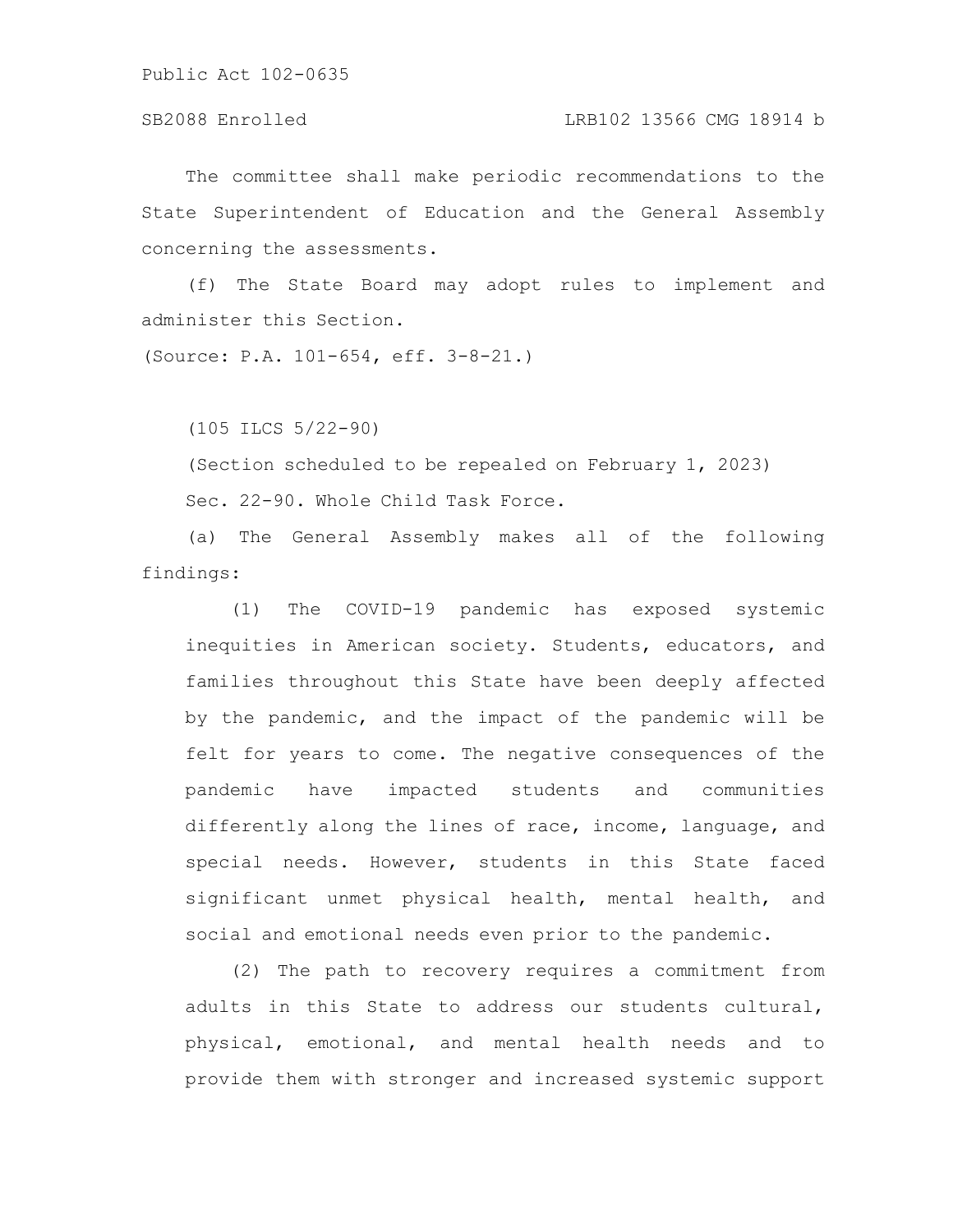The committee shall make periodic recommendations to the State Superintendent of Education and the General Assembly concerning the assessments.

(f) The State Board may adopt rules to implement and administer this Section.

(Source: P.A. 101-654, eff. 3-8-21.)

(105 ILCS 5/22-90)

(Section scheduled to be repealed on February 1, 2023)

Sec. 22-90. Whole Child Task Force.

(a) The General Assembly makes all of the following findings:

(1) The COVID-19 pandemic has exposed systemic inequities in American society. Students, educators, and families throughout this State have been deeply affected by the pandemic, and the impact of the pandemic will be felt for years to come. The negative consequences of the pandemic have impacted students and communities differently along the lines of race, income, language, and special needs. However, students in this State faced significant unmet physical health, mental health, and social and emotional needs even prior to the pandemic.

(2) The path to recovery requires a commitment from adults in this State to address our students cultural, physical, emotional, and mental health needs and to provide them with stronger and increased systemic support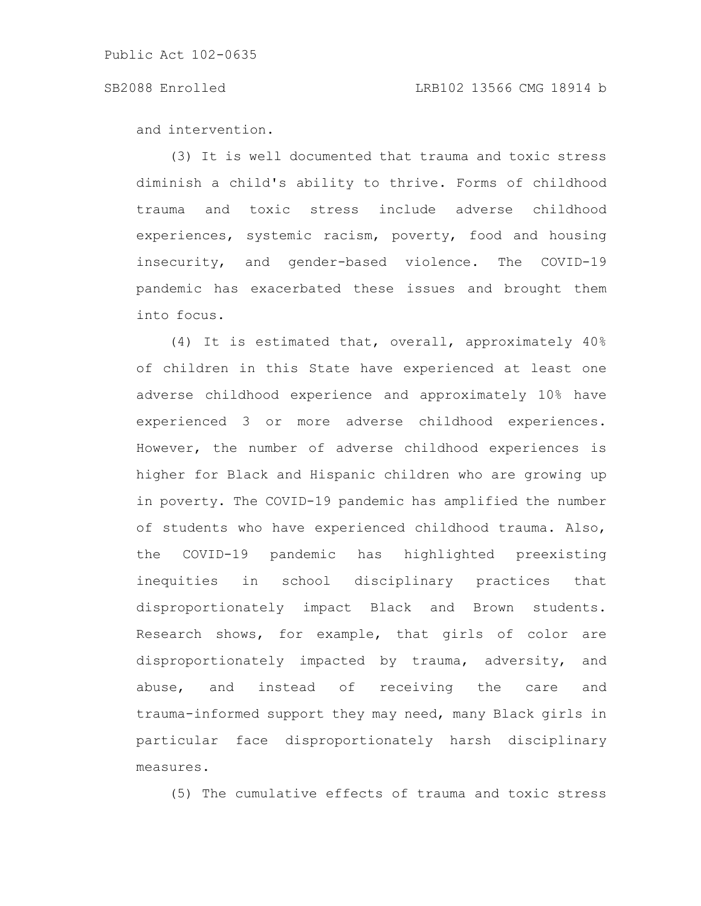and intervention.

(3) It is well documented that trauma and toxic stress diminish a child's ability to thrive. Forms of childhood trauma and toxic stress include adverse childhood experiences, systemic racism, poverty, food and housing insecurity, and gender-based violence. The COVID-19 pandemic has exacerbated these issues and brought them into focus.

(4) It is estimated that, overall, approximately 40% of children in this State have experienced at least one adverse childhood experience and approximately 10% have experienced 3 or more adverse childhood experiences. However, the number of adverse childhood experiences is higher for Black and Hispanic children who are growing up in poverty. The COVID-19 pandemic has amplified the number of students who have experienced childhood trauma. Also, the COVID-19 pandemic has highlighted preexisting inequities in school disciplinary practices that disproportionately impact Black and Brown students. Research shows, for example, that girls of color are disproportionately impacted by trauma, adversity, and abuse, and instead of receiving the care and trauma-informed support they may need, many Black girls in particular face disproportionately harsh disciplinary measures.

(5) The cumulative effects of trauma and toxic stress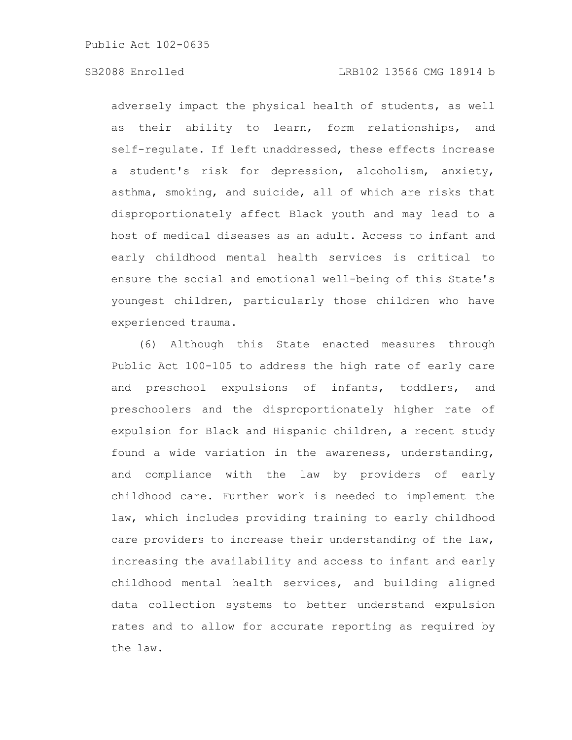adversely impact the physical health of students, as well as their ability to learn, form relationships, and self-regulate. If left unaddressed, these effects increase a student's risk for depression, alcoholism, anxiety, asthma, smoking, and suicide, all of which are risks that disproportionately affect Black youth and may lead to a host of medical diseases as an adult. Access to infant and early childhood mental health services is critical to ensure the social and emotional well-being of this State's youngest children, particularly those children who have experienced trauma.

(6) Although this State enacted measures through Public Act 100-105 to address the high rate of early care and preschool expulsions of infants, toddlers, and preschoolers and the disproportionately higher rate of expulsion for Black and Hispanic children, a recent study found a wide variation in the awareness, understanding, and compliance with the law by providers of early childhood care. Further work is needed to implement the law, which includes providing training to early childhood care providers to increase their understanding of the law, increasing the availability and access to infant and early childhood mental health services, and building aligned data collection systems to better understand expulsion rates and to allow for accurate reporting as required by the law.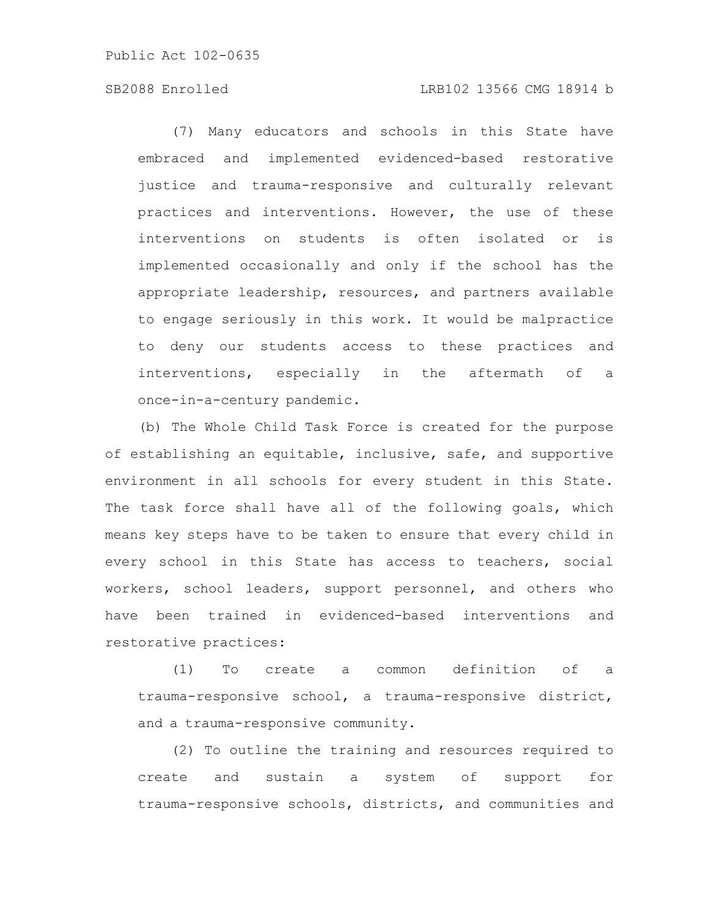(7) Many educators and schools in this State have embraced and implemented evidenced-based restorative justice and trauma-responsive and culturally relevant practices and interventions. However, the use of these interventions on students is often isolated or is implemented occasionally and only if the school has the appropriate leadership, resources, and partners available to engage seriously in this work. It would be malpractice to deny our students access to these practices and interventions, especially in the aftermath of a once-in-a-century pandemic.

(b) The Whole Child Task Force is created for the purpose of establishing an equitable, inclusive, safe, and supportive environment in all schools for every student in this State. The task force shall have all of the following goals, which means key steps have to be taken to ensure that every child in every school in this State has access to teachers, social workers, school leaders, support personnel, and others who have been trained in evidenced-based interventions and restorative practices:

(1) To create a common definition of a trauma-responsive school, a trauma-responsive district, and a trauma-responsive community.

(2) To outline the training and resources required to create and sustain a system of support for trauma-responsive schools, districts, and communities and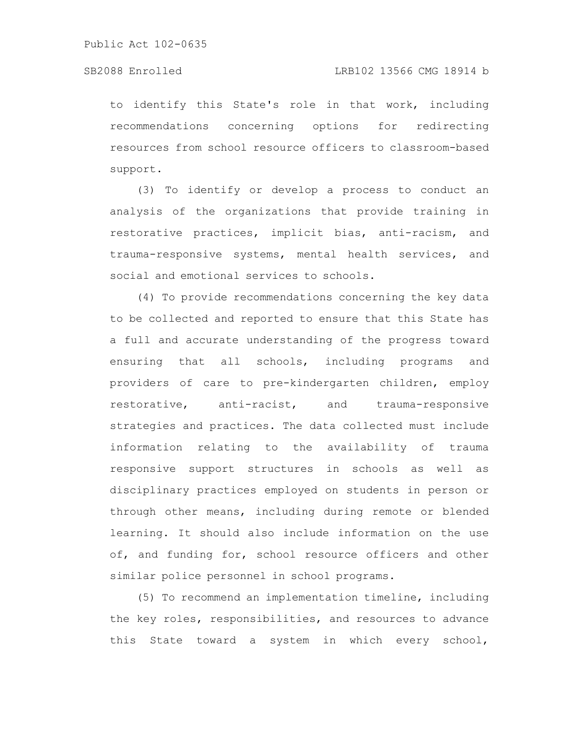to identify this State's role in that work, including recommendations concerning options for redirecting resources from school resource officers to classroom-based support.

(3) To identify or develop a process to conduct an analysis of the organizations that provide training in restorative practices, implicit bias, anti-racism, and trauma-responsive systems, mental health services, and social and emotional services to schools.

(4) To provide recommendations concerning the key data to be collected and reported to ensure that this State has a full and accurate understanding of the progress toward ensuring that all schools, including programs and providers of care to pre-kindergarten children, employ restorative, anti-racist, and trauma-responsive strategies and practices. The data collected must include information relating to the availability of trauma responsive support structures in schools as well as disciplinary practices employed on students in person or through other means, including during remote or blended learning. It should also include information on the use of, and funding for, school resource officers and other similar police personnel in school programs.

(5) To recommend an implementation timeline, including the key roles, responsibilities, and resources to advance this State toward a system in which every school,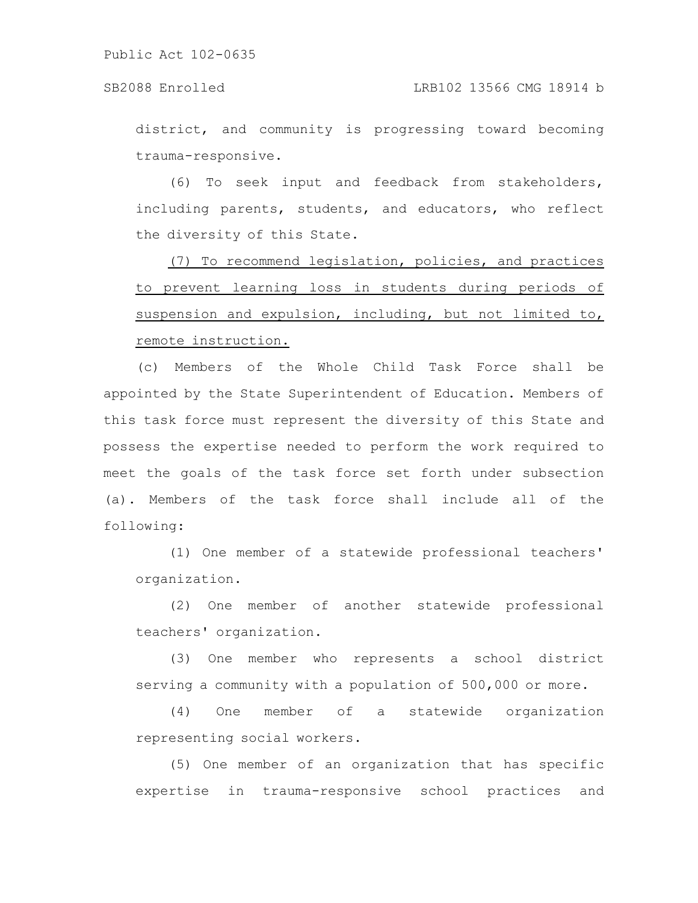district, and community is progressing toward becoming trauma-responsive.

(6) To seek input and feedback from stakeholders, including parents, students, and educators, who reflect the diversity of this State.

<u>(7) To recommend legislation, policies, and practices to prevent learning loss in students during periods of suspension and expulsion, including, but not limited to, remote instruction.</u>

(c) Members of the Whole Child Task Force shall be appointed by the State Superintendent of Education. Members of this task force must represent the diversity of this State and possess the expertise needed to perform the work required to meet the goals of the task force set forth under subsection (a). Members of the task force shall include all of the following:

(1) One member of a statewide professional teachers' organization.

(2) One member of another statewide professional teachers' organization.

(3) One member who represents a school district serving a community with a population of 500,000 or more.

(4) One member of a statewide organization representing social workers.

(5) One member of an organization that has specific expertise in trauma-responsive school practices and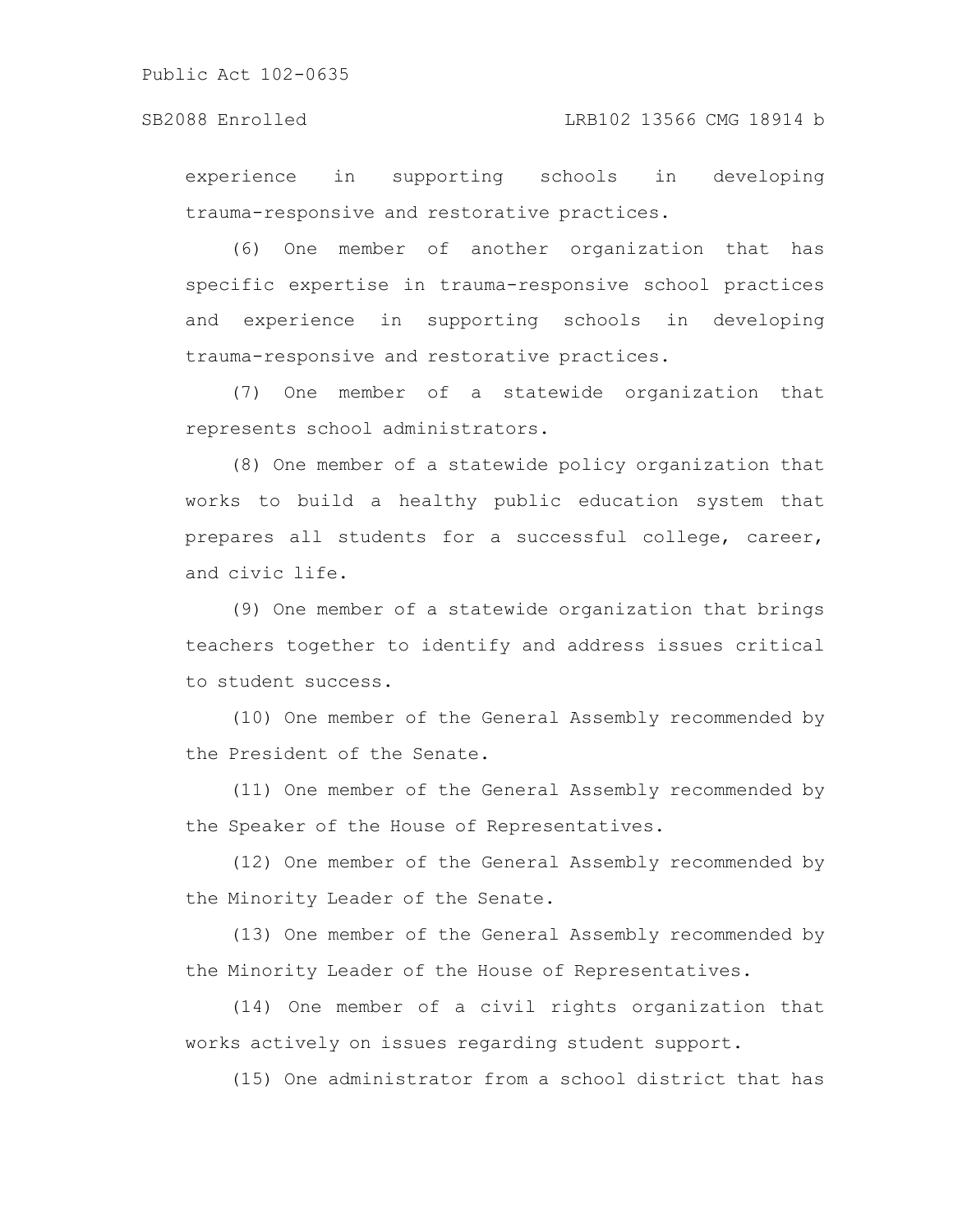experience in supporting schools in developing trauma-responsive and restorative practices.

(6) One member of another organization that has specific expertise in trauma-responsive school practices and experience in supporting schools in developing trauma-responsive and restorative practices.

(7) One member of a statewide organization that represents school administrators.

(8) One member of a statewide policy organization that works to build a healthy public education system that prepares all students for a successful college, career, and civic life.

(9) One member of a statewide organization that brings teachers together to identify and address issues critical to student success.

(10) One member of the General Assembly recommended by the President of the Senate.

(11) One member of the General Assembly recommended by the Speaker of the House of Representatives.

(12) One member of the General Assembly recommended by the Minority Leader of the Senate.

(13) One member of the General Assembly recommended by the Minority Leader of the House of Representatives.

(14) One member of a civil rights organization that works actively on issues regarding student support.

(15) One administrator from a school district that has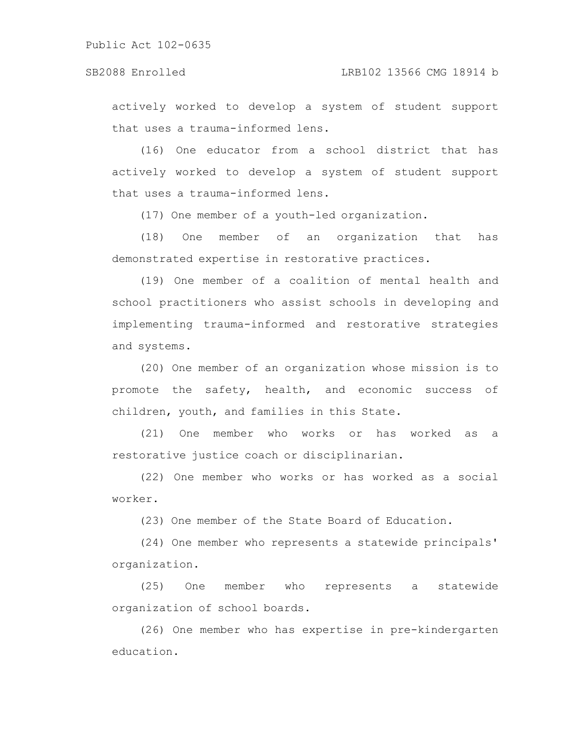actively worked to develop a system of student support that uses a trauma-informed lens.

(16) One educator from a school district that has actively worked to develop a system of student support that uses a trauma-informed lens.

(17) One member of a youth-led organization.

(18) One member of an organization that has demonstrated expertise in restorative practices.

(19) One member of a coalition of mental health and school practitioners who assist schools in developing and implementing trauma-informed and restorative strategies and systems.

(20) One member of an organization whose mission is to promote the safety, health, and economic success of children, youth, and families in this State.

(21) One member who works or has worked as a restorative justice coach or disciplinarian.

(22) One member who works or has worked as a social worker.

(23) One member of the State Board of Education.

(24) One member who represents a statewide principals' organization.

(25) One member who represents a statewide organization of school boards.

(26) One member who has expertise in pre-kindergarten education.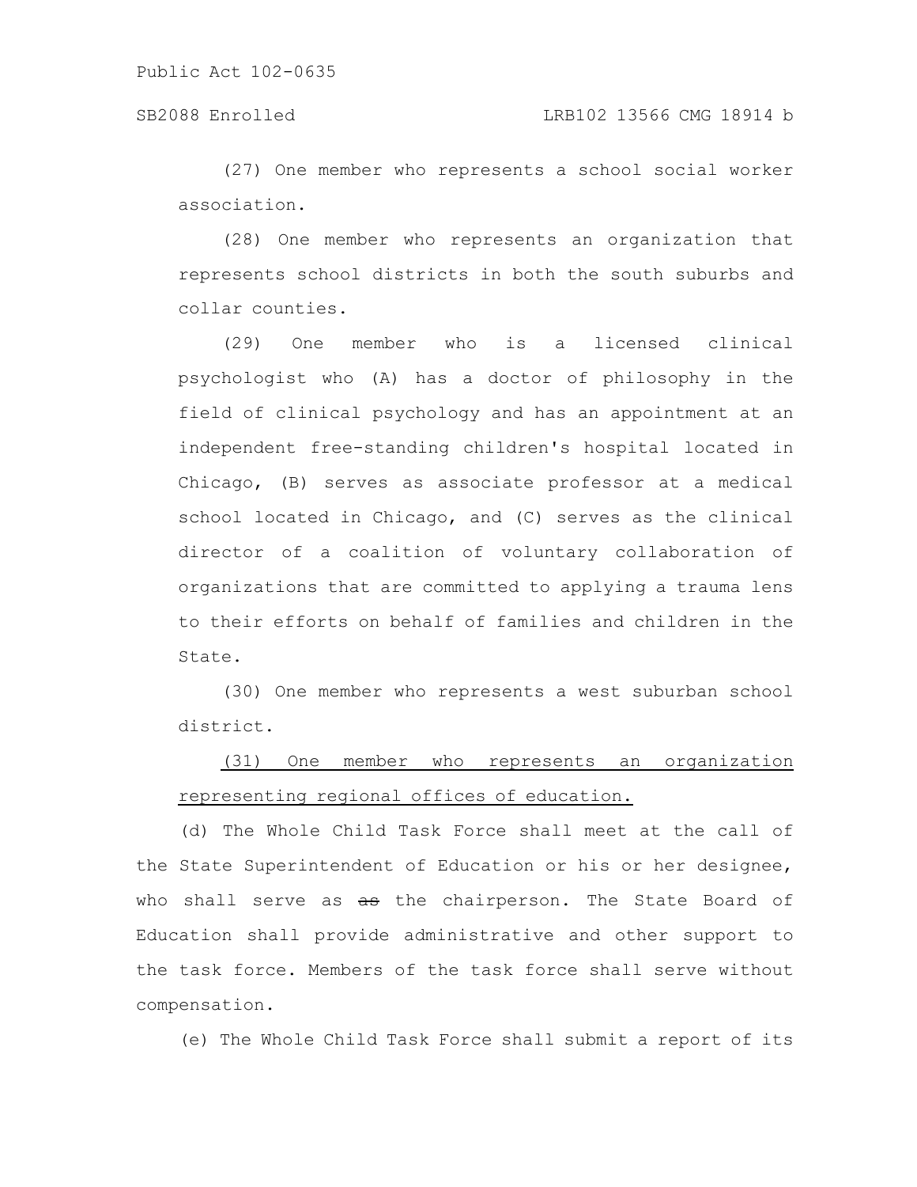(27) One member who represents a school social worker association.

(28) One member who represents an organization that represents school districts in both the south suburbs and collar counties.

(29) One member who is a licensed clinical psychologist who (A) has a doctor of philosophy in the field of clinical psychology and has an appointment at an independent free-standing children's hospital located in Chicago, (B) serves as associate professor at a medical school located in Chicago, and (C) serves as the clinical director of a coalition of voluntary collaboration of organizations that are committed to applying a trauma lens to their efforts on behalf of families and children in the State.

(30) One member who represents a west suburban school district.

<u>(31) One member who represents an organization representing regional offices of education.</u>

(d) The Whole Child Task Force shall meet at the call of the State Superintendent of Education or his or her designee, who shall serve as ~~as~~ the chairperson. The State Board of Education shall provide administrative and other support to the task force. Members of the task force shall serve without compensation.

(e) The Whole Child Task Force shall submit a report of its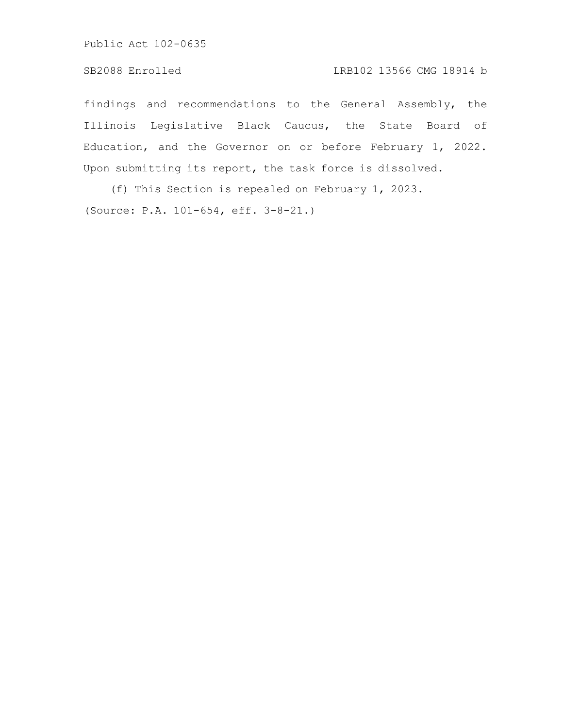findings and recommendations to the General Assembly, the Illinois Legislative Black Caucus, the State Board of Education, and the Governor on or before February 1, 2022. Upon submitting its report, the task force is dissolved.

(f) This Section is repealed on February 1, 2023.

(Source: P.A. 101-654, eff. 3-8-21.)